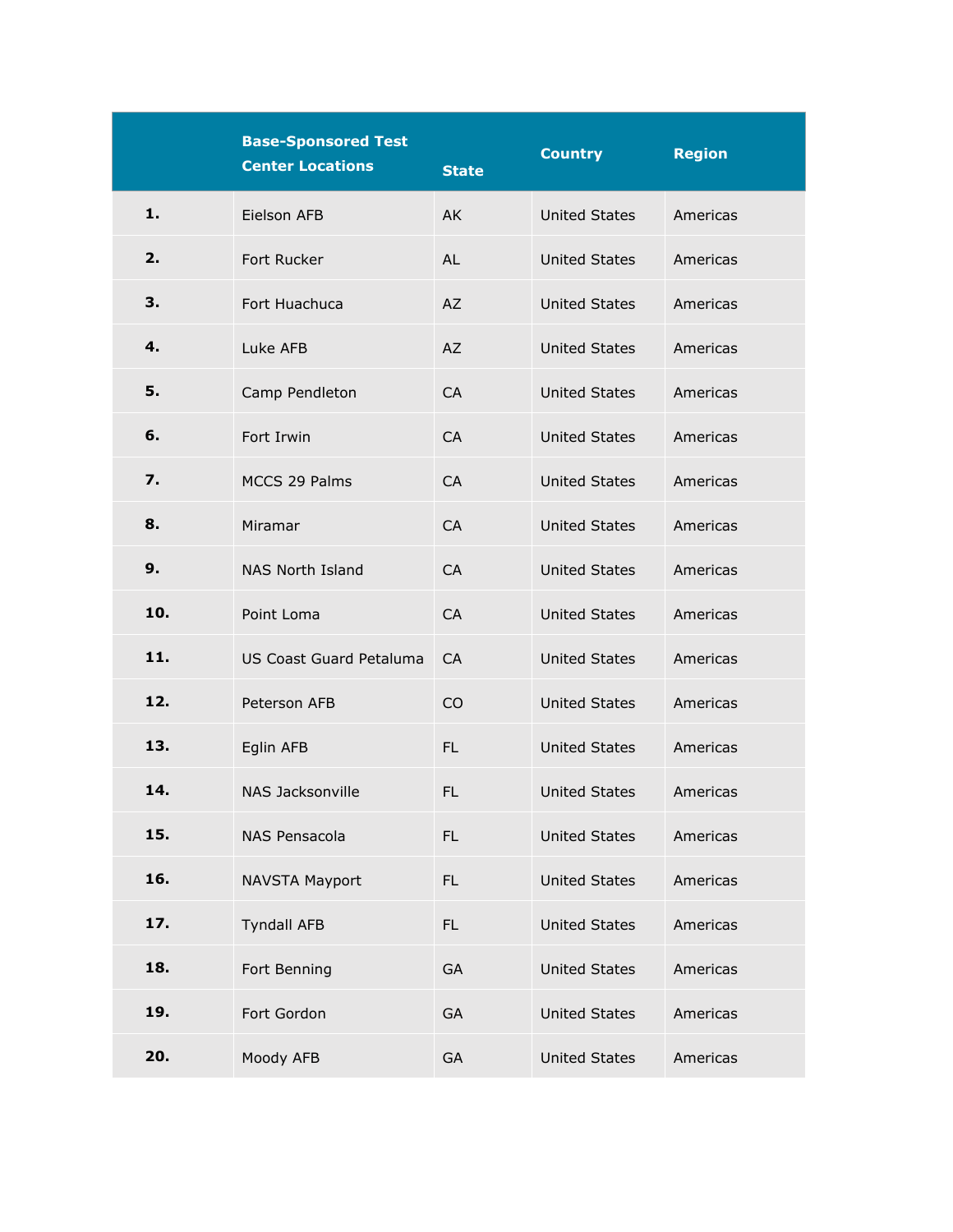|  | Base-Sponsored Test Center Locations | State | Country | Region |
|---|---|---|---|---|
| **1.** | Eielson AFB | AK | United States | Americas |
| **2.** | Fort Rucker | AL | United States | Americas |
| **3.** | Fort Huachuca | AZ | United States | Americas |
| **4.** | Luke AFB | AZ | United States | Americas |
| **5.** | Camp Pendleton | CA | United States | Americas |
| **6.** | Fort Irwin | CA | United States | Americas |
| **7.** | MCCS 29 Palms | CA | United States | Americas |
| **8.** | Miramar | CA | United States | Americas |
| **9.** | NAS North Island | CA | United States | Americas |
| **10.** | Point Loma | CA | United States | Americas |
| **11.** | US Coast Guard Petaluma | CA | United States | Americas |
| **12.** | Peterson AFB | CO | United States | Americas |
| **13.** | Eglin AFB | FL | United States | Americas |
| **14.** | NAS Jacksonville | FL | United States | Americas |
| **15.** | NAS Pensacola | FL | United States | Americas |
| **16.** | NAVSTA Mayport | FL | United States | Americas |
| **17.** | Tyndall AFB | FL | United States | Americas |
| **18.** | Fort Benning | GA | United States | Americas |
| **19.** | Fort Gordon | GA | United States | Americas |
| **20.** | Moody AFB | GA | United States | Americas |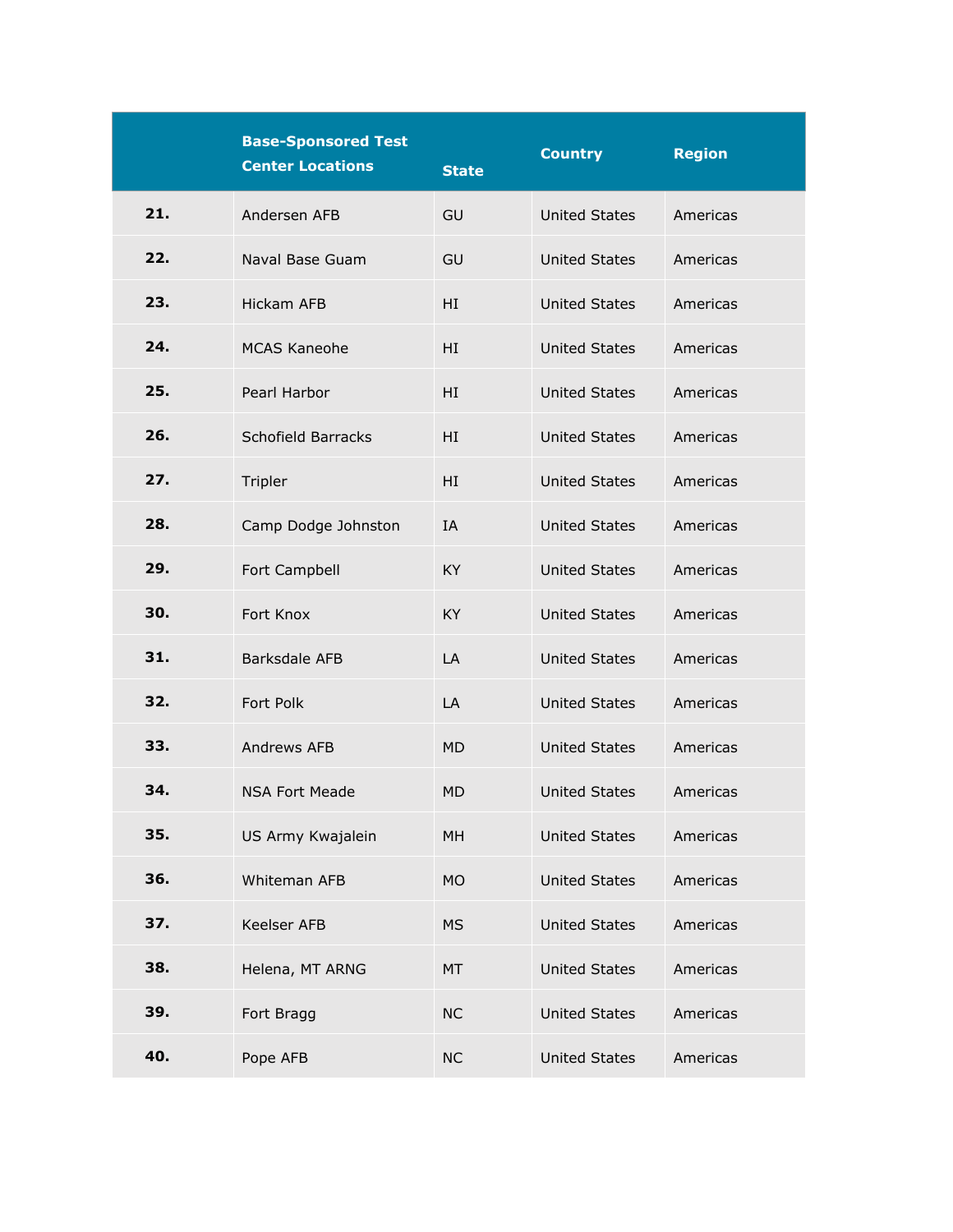| | Base-Sponsored Test Center Locations | State | Country | Region |
|---|---|---|---|---|
| **21.** | Andersen AFB | GU | United States | Americas |
| **22.** | Naval Base Guam | GU | United States | Americas |
| **23.** | Hickam AFB | HI | United States | Americas |
| **24.** | MCAS Kaneohe | HI | United States | Americas |
| **25.** | Pearl Harbor | HI | United States | Americas |
| **26.** | Schofield Barracks | HI | United States | Americas |
| **27.** | Tripler | HI | United States | Americas |
| **28.** | Camp Dodge Johnston | IA | United States | Americas |
| **29.** | Fort Campbell | KY | United States | Americas |
| **30.** | Fort Knox | KY | United States | Americas |
| **31.** | Barksdale AFB | LA | United States | Americas |
| **32.** | Fort Polk | LA | United States | Americas |
| **33.** | Andrews AFB | MD | United States | Americas |
| **34.** | NSA Fort Meade | MD | United States | Americas |
| **35.** | US Army Kwajalein | MH | United States | Americas |
| **36.** | Whiteman AFB | MO | United States | Americas |
| **37.** | Keelser AFB | MS | United States | Americas |
| **38.** | Helena, MT ARNG | MT | United States | Americas |
| **39.** | Fort Bragg | NC | United States | Americas |
| **40.** | Pope AFB | NC | United States | Americas |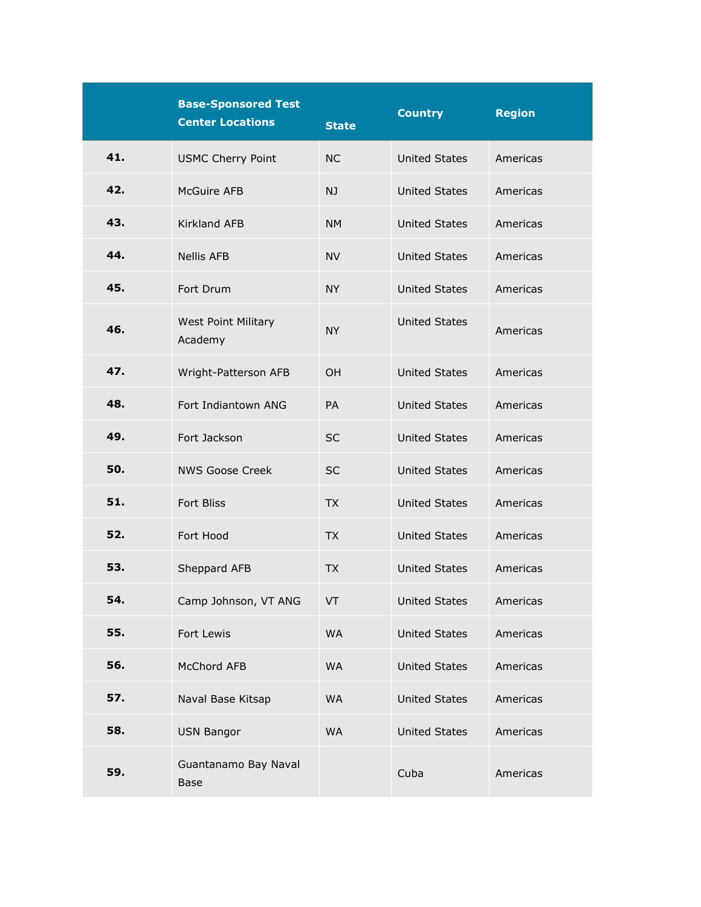| | Base-Sponsored Test Center Locations | State | Country | Region |
|---|---|---|---|---|
| **41.** | USMC Cherry Point | NC | United States | Americas |
| **42.** | McGuire AFB | NJ | United States | Americas |
| **43.** | Kirkland AFB | NM | United States | Americas |
| **44.** | Nellis AFB | NV | United States | Americas |
| **45.** | Fort Drum | NY | United States | Americas |
| **46.** | West Point Military Academy | NY | United States | Americas |
| **47.** | Wright-Patterson AFB | OH | United States | Americas |
| **48.** | Fort Indiantown ANG | PA | United States | Americas |
| **49.** | Fort Jackson | SC | United States | Americas |
| **50.** | NWS Goose Creek | SC | United States | Americas |
| **51.** | Fort Bliss | TX | United States | Americas |
| **52.** | Fort Hood | TX | United States | Americas |
| **53.** | Sheppard AFB | TX | United States | Americas |
| **54.** | Camp Johnson, VT ANG | VT | United States | Americas |
| **55.** | Fort Lewis | WA | United States | Americas |
| **56.** | McChord AFB | WA | United States | Americas |
| **57.** | Naval Base Kitsap | WA | United States | Americas |
| **58.** | USN Bangor | WA | United States | Americas |
| **59.** | Guantanamo Bay Naval Base | | Cuba | Americas |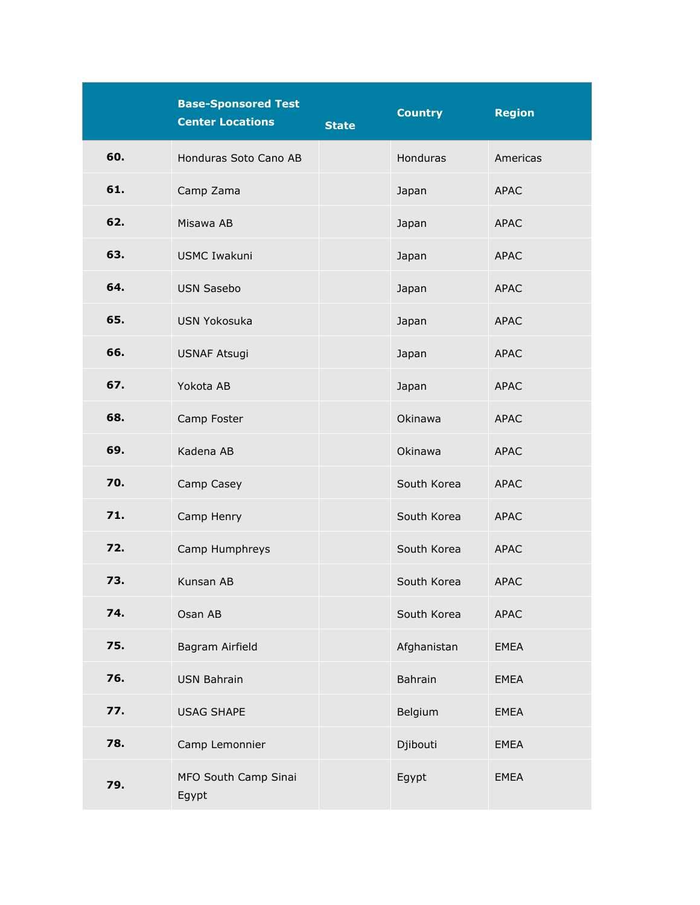| | Base-Sponsored Test Center Locations | State | Country | Region |
|---|---|---|---|---|
| **60.** | Honduras Soto Cano AB | | Honduras | Americas |
| **61.** | Camp Zama | | Japan | APAC |
| **62.** | Misawa AB | | Japan | APAC |
| **63.** | USMC Iwakuni | | Japan | APAC |
| **64.** | USN Sasebo | | Japan | APAC |
| **65.** | USN Yokosuka | | Japan | APAC |
| **66.** | USNAF Atsugi | | Japan | APAC |
| **67.** | Yokota AB | | Japan | APAC |
| **68.** | Camp Foster | | Okinawa | APAC |
| **69.** | Kadena AB | | Okinawa | APAC |
| **70.** | Camp Casey | | South Korea | APAC |
| **71.** | Camp Henry | | South Korea | APAC |
| **72.** | Camp Humphreys | | South Korea | APAC |
| **73.** | Kunsan AB | | South Korea | APAC |
| **74.** | Osan AB | | South Korea | APAC |
| **75.** | Bagram Airfield | | Afghanistan | EMEA |
| **76.** | USN Bahrain | | Bahrain | EMEA |
| **77.** | USAG SHAPE | | Belgium | EMEA |
| **78.** | Camp Lemonnier | | Djibouti | EMEA |
| **79.** | MFO South Camp Sinai Egypt | | Egypt | EMEA |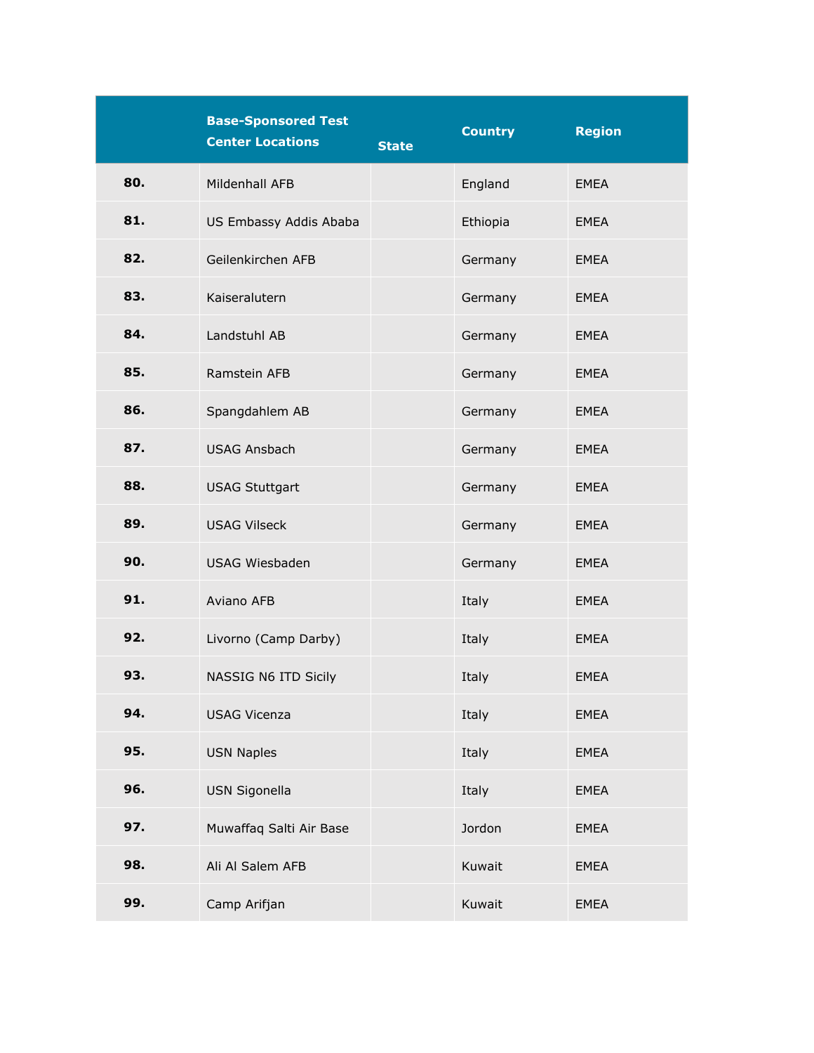| | Base-Sponsored Test Center Locations | State | Country | Region |
|---|---|---|---|---|
| **80.** | Mildenhall AFB | | England | EMEA |
| **81.** | US Embassy Addis Ababa | | Ethiopia | EMEA |
| **82.** | Geilenkirchen AFB | | Germany | EMEA |
| **83.** | Kaiseralutern | | Germany | EMEA |
| **84.** | Landstuhl AB | | Germany | EMEA |
| **85.** | Ramstein AFB | | Germany | EMEA |
| **86.** | Spangdahlem AB | | Germany | EMEA |
| **87.** | USAG Ansbach | | Germany | EMEA |
| **88.** | USAG Stuttgart | | Germany | EMEA |
| **89.** | USAG Vilseck | | Germany | EMEA |
| **90.** | USAG Wiesbaden | | Germany | EMEA |
| **91.** | Aviano AFB | | Italy | EMEA |
| **92.** | Livorno (Camp Darby) | | Italy | EMEA |
| **93.** | NASSIG N6 ITD Sicily | | Italy | EMEA |
| **94.** | USAG Vicenza | | Italy | EMEA |
| **95.** | USN Naples | | Italy | EMEA |
| **96.** | USN Sigonella | | Italy | EMEA |
| **97.** | Muwaffaq Salti Air Base | | Jordon | EMEA |
| **98.** | Ali Al Salem AFB | | Kuwait | EMEA |
| **99.** | Camp Arifjan | | Kuwait | EMEA |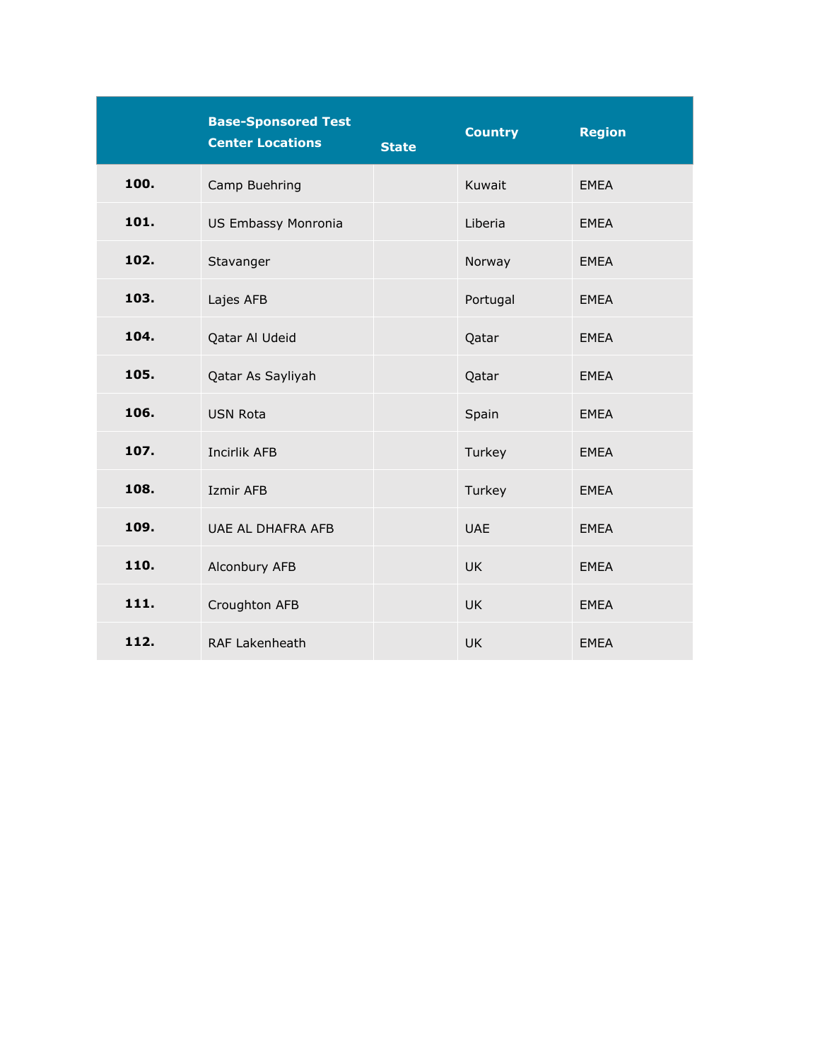| | Base-Sponsored Test Center Locations | State | Country | Region |
|---|---|---|---|---|
| **100.** | Camp Buehring | | Kuwait | EMEA |
| **101.** | US Embassy Monronia | | Liberia | EMEA |
| **102.** | Stavanger | | Norway | EMEA |
| **103.** | Lajes AFB | | Portugal | EMEA |
| **104.** | Qatar Al Udeid | | Qatar | EMEA |
| **105.** | Qatar As Sayliyah | | Qatar | EMEA |
| **106.** | USN Rota | | Spain | EMEA |
| **107.** | Incirlik AFB | | Turkey | EMEA |
| **108.** | Izmir AFB | | Turkey | EMEA |
| **109.** | UAE AL DHAFRA AFB | | UAE | EMEA |
| **110.** | Alconbury AFB | | UK | EMEA |
| **111.** | Croughton AFB | | UK | EMEA |
| **112.** | RAF Lakenheath | | UK | EMEA |